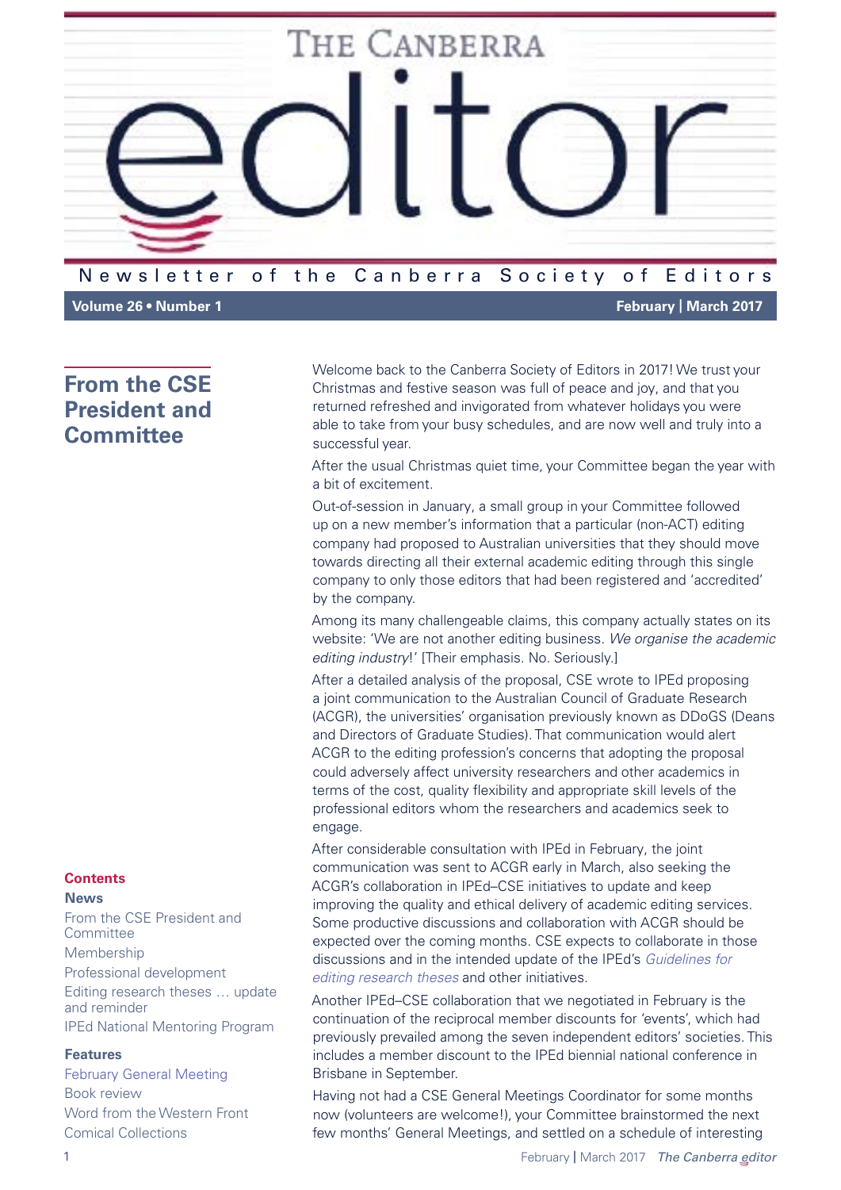# The Canberra editor

Newsletter of the Canberra Society of Editors

Volume 26 • Number 1 — February | March 2017

## From the CSE President and Committee

Welcome back to the Canberra Society of Editors in 2017! We trust your Christmas and festive season was full of peace and joy, and that you returned refreshed and invigorated from whatever holidays you were able to take from your busy schedules, and are now well and truly into a successful year.

After the usual Christmas quiet time, your Committee began the year with a bit of excitement.

Out-of-session in January, a small group in your Committee followed up on a new member's information that a particular (non-ACT) editing company had proposed to Australian universities that they should move towards directing all their external academic editing through this single company to only those editors that had been registered and 'accredited' by the company.

Among its many challengeable claims, this company actually states on its website: 'We are not another editing business. *We organise the academic editing industry*!' [Their emphasis. No. Seriously.]

After a detailed analysis of the proposal, CSE wrote to IPEd proposing a joint communication to the Australian Council of Graduate Research (ACGR), the universities' organisation previously known as DDoGS (Deans and Directors of Graduate Studies). That communication would alert ACGR to the editing profession's concerns that adopting the proposal could adversely affect university researchers and other academics in terms of the cost, quality flexibility and appropriate skill levels of the professional editors whom the researchers and academics seek to engage.

After considerable consultation with IPEd in February, the joint communication was sent to ACGR early in March, also seeking the ACGR's collaboration in IPEd–CSE initiatives to update and keep improving the quality and ethical delivery of academic editing services. Some productive discussions and collaboration with ACGR should be expected over the coming months. CSE expects to collaborate in those discussions and in the intended update of the IPEd's *Guidelines for editing research theses* and other initiatives.

Another IPEd–CSE collaboration that we negotiated in February is the continuation of the reciprocal member discounts for 'events', which had previously prevailed among the seven independent editors' societies. This includes a member discount to the IPEd biennial national conference in Brisbane in September.

Having not had a CSE General Meetings Coordinator for some months now (volunteers are welcome!), your Committee brainstormed the next few months' General Meetings, and settled on a schedule of interesting

**Contents**

**News**

- From the CSE President and Committee
- Membership
- Professional development
- Editing research theses … update and reminder
- IPEd National Mentoring Program

**Features**

- February General Meeting
- Book review
- Word from the Western Front
- Comical Collections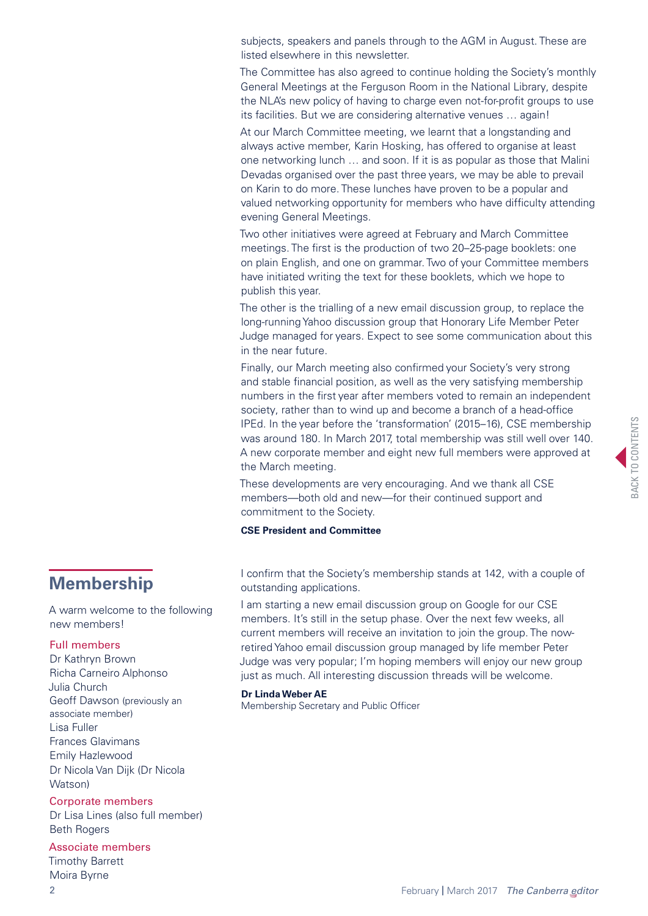subjects, speakers and panels through to the AGM in August. These are listed elsewhere in this newsletter.

The Committee has also agreed to continue holding the Society's monthly General Meetings at the Ferguson Room in the National Library, despite the NLA's new policy of having to charge even not-for-profit groups to use its facilities. But we are considering alternative venues … again!

At our March Committee meeting, we learnt that a longstanding and always active member, Karin Hosking, has offered to organise at least one networking lunch … and soon. If it is as popular as those that Malini Devadas organised over the past three years, we may be able to prevail on Karin to do more. These lunches have proven to be a popular and valued networking opportunity for members who have difficulty attending evening General Meetings.

Two other initiatives were agreed at February and March Committee meetings. The first is the production of two 20–25-page booklets: one on plain English, and one on grammar. Two of your Committee members have initiated writing the text for these booklets, which we hope to publish this year.

The other is the trialling of a new email discussion group, to replace the long-running Yahoo discussion group that Honorary Life Member Peter Judge managed for years. Expect to see some communication about this in the near future.

Finally, our March meeting also confirmed your Society's very strong and stable financial position, as well as the very satisfying membership numbers in the first year after members voted to remain an independent society, rather than to wind up and become a branch of a head-office IPEd. In the year before the 'transformation' (2015–16), CSE membership was around 180. In March 2017, total membership was still well over 140. A new corporate member and eight new full members were approved at the March meeting.

These developments are very encouraging. And we thank all CSE members—both old and new—for their continued support and commitment to the Society.

**CSE President and Committee**

## Membership

A warm welcome to the following new members!

**Full members**

Dr Kathryn Brown
Richa Carneiro Alphonso
Julia Church
Geoff Dawson (previously an associate member)
Lisa Fuller
Frances Glavimans
Emily Hazlewood
Dr Nicola Van Dijk (Dr Nicola Watson)

**Corporate members**

Dr Lisa Lines (also full member)
Beth Rogers

**Associate members**

Timothy Barrett
Moira Byrne

I confirm that the Society's membership stands at 142, with a couple of outstanding applications.

I am starting a new email discussion group on Google for our CSE members. It's still in the setup phase. Over the next few weeks, all current members will receive an invitation to join the group. The now-retired Yahoo email discussion group managed by life member Peter Judge was very popular; I'm hoping members will enjoy our new group just as much. All interesting discussion threads will be welcome.

**Dr Linda Weber AE**
Membership Secretary and Public Officer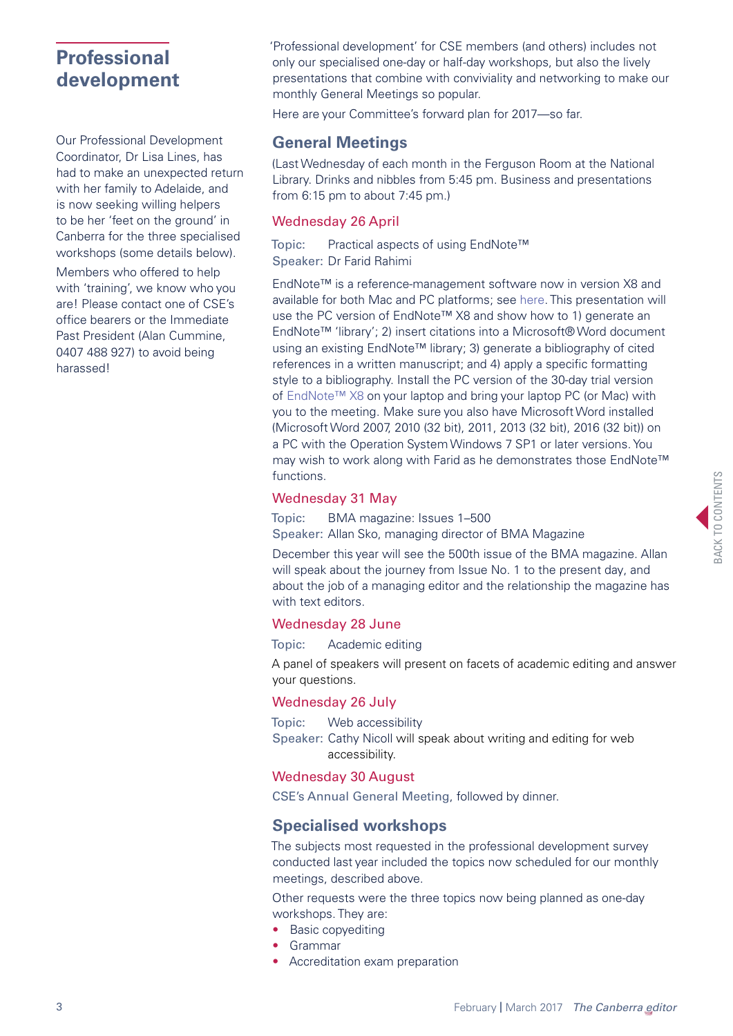# Professional development

Our Professional Development Coordinator, Dr Lisa Lines, has had to make an unexpected return with her family to Adelaide, and is now seeking willing helpers to be her 'feet on the ground' in Canberra for the three specialised workshops (some details below).

Members who offered to help with 'training', we know who you are! Please contact one of CSE's office bearers or the Immediate Past President (Alan Cummine, 0407 488 927) to avoid being harassed!

'Professional development' for CSE members (and others) includes not only our specialised one-day or half-day workshops, but also the lively presentations that combine with conviviality and networking to make our monthly General Meetings so popular.

Here are your Committee's forward plan for 2017—so far.

## General Meetings

(Last Wednesday of each month in the Ferguson Room at the National Library. Drinks and nibbles from 5:45 pm. Business and presentations from 6:15 pm to about 7:45 pm.)

### Wednesday 26 April

Topic: Practical aspects of using EndNote™
Speaker: Dr Farid Rahimi

EndNote™ is a reference-management software now in version X8 and available for both Mac and PC platforms; see here. This presentation will use the PC version of EndNote™ X8 and show how to 1) generate an EndNote™ 'library'; 2) insert citations into a Microsoft® Word document using an existing EndNote™ library; 3) generate a bibliography of cited references in a written manuscript; and 4) apply a specific formatting style to a bibliography. Install the PC version of the 30-day trial version of EndNote™ X8 on your laptop and bring your laptop PC (or Mac) with you to the meeting. Make sure you also have Microsoft Word installed (Microsoft Word 2007, 2010 (32 bit), 2011, 2013 (32 bit), 2016 (32 bit)) on a PC with the Operation System Windows 7 SP1 or later versions. You may wish to work along with Farid as he demonstrates those EndNote™ functions.

### Wednesday 31 May

Topic: BMA magazine: Issues 1–500
Speaker: Allan Sko, managing director of BMA Magazine

December this year will see the 500th issue of the BMA magazine. Allan will speak about the journey from Issue No. 1 to the present day, and about the job of a managing editor and the relationship the magazine has with text editors.

### Wednesday 28 June

Topic: Academic editing

A panel of speakers will present on facets of academic editing and answer your questions.

### Wednesday 26 July

Topic: Web accessibility
Speaker: Cathy Nicoll will speak about writing and editing for web accessibility.

### Wednesday 30 August

CSE's Annual General Meeting, followed by dinner.

## Specialised workshops

The subjects most requested in the professional development survey conducted last year included the topics now scheduled for our monthly meetings, described above.

Other requests were the three topics now being planned as one-day workshops. They are:

- Basic copyediting
- Grammar
- Accreditation exam preparation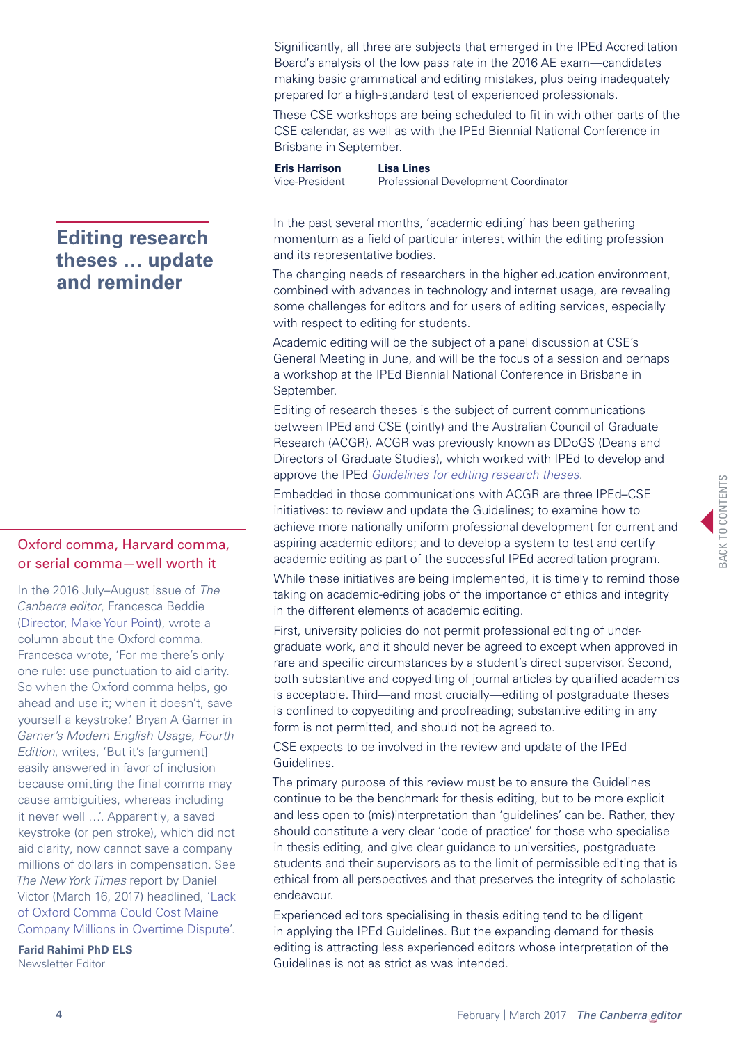Significantly, all three are subjects that emerged in the IPEd Accreditation Board's analysis of the low pass rate in the 2016 AE exam—candidates making basic grammatical and editing mistakes, plus being inadequately prepared for a high-standard test of experienced professionals.

These CSE workshops are being scheduled to fit in with other parts of the CSE calendar, as well as with the IPEd Biennial National Conference in Brisbane in September.

**Eris Harrison**
Vice-President

**Lisa Lines**
Professional Development Coordinator

## Editing research theses … update and reminder

In the past several months, 'academic editing' has been gathering momentum as a field of particular interest within the editing profession and its representative bodies.

The changing needs of researchers in the higher education environment, combined with advances in technology and internet usage, are revealing some challenges for editors and for users of editing services, especially with respect to editing for students.

Academic editing will be the subject of a panel discussion at CSE's General Meeting in June, and will be the focus of a session and perhaps a workshop at the IPEd Biennial National Conference in Brisbane in September.

Editing of research theses is the subject of current communications between IPEd and CSE (jointly) and the Australian Council of Graduate Research (ACGR). ACGR was previously known as DDoGS (Deans and Directors of Graduate Studies), which worked with IPEd to develop and approve the IPEd *Guidelines for editing research theses*.

Embedded in those communications with ACGR are three IPEd–CSE initiatives: to review and update the Guidelines; to examine how to achieve more nationally uniform professional development for current and aspiring academic editors; and to develop a system to test and certify academic editing as part of the successful IPEd accreditation program.

While these initiatives are being implemented, it is timely to remind those taking on academic-editing jobs of the importance of ethics and integrity in the different elements of academic editing.

First, university policies do not permit professional editing of undergraduate work, and it should never be agreed to except when approved in rare and specific circumstances by a student's direct supervisor. Second, both substantive and copyediting of journal articles by qualified academics is acceptable. Third—and most crucially—editing of postgraduate theses is confined to copyediting and proofreading; substantive editing in any form is not permitted, and should not be agreed to.

CSE expects to be involved in the review and update of the IPEd Guidelines.

The primary purpose of this review must be to ensure the Guidelines continue to be the benchmark for thesis editing, but to be more explicit and less open to (mis)interpretation than 'guidelines' can be. Rather, they should constitute a very clear 'code of practice' for those who specialise in thesis editing, and give clear guidance to universities, postgraduate students and their supervisors as to the limit of permissible editing that is ethical from all perspectives and that preserves the integrity of scholastic endeavour.

Experienced editors specialising in thesis editing tend to be diligent in applying the IPEd Guidelines. But the expanding demand for thesis editing is attracting less experienced editors whose interpretation of the Guidelines is not as strict as was intended.

## Oxford comma, Harvard comma, or serial comma—well worth it

In the 2016 July–August issue of *The Canberra editor*, Francesca Beddie (Director, Make Your Point), wrote a column about the Oxford comma. Francesca wrote, 'For me there's only one rule: use punctuation to aid clarity. So when the Oxford comma helps, go ahead and use it; when it doesn't, save yourself a keystroke.' Bryan A Garner in *Garner's Modern English Usage, Fourth Edition*, writes, 'But it's [argument] easily answered in favor of inclusion because omitting the final comma may cause ambiguities, whereas including it never well …'. Apparently, a saved keystroke (or pen stroke), which did not aid clarity, now cannot save a company millions of dollars in compensation. See *The New York Times* report by Daniel Victor (March 16, 2017) headlined, 'Lack of Oxford Comma Could Cost Maine Company Millions in Overtime Dispute'.

**Farid Rahimi PhD ELS**
Newsletter Editor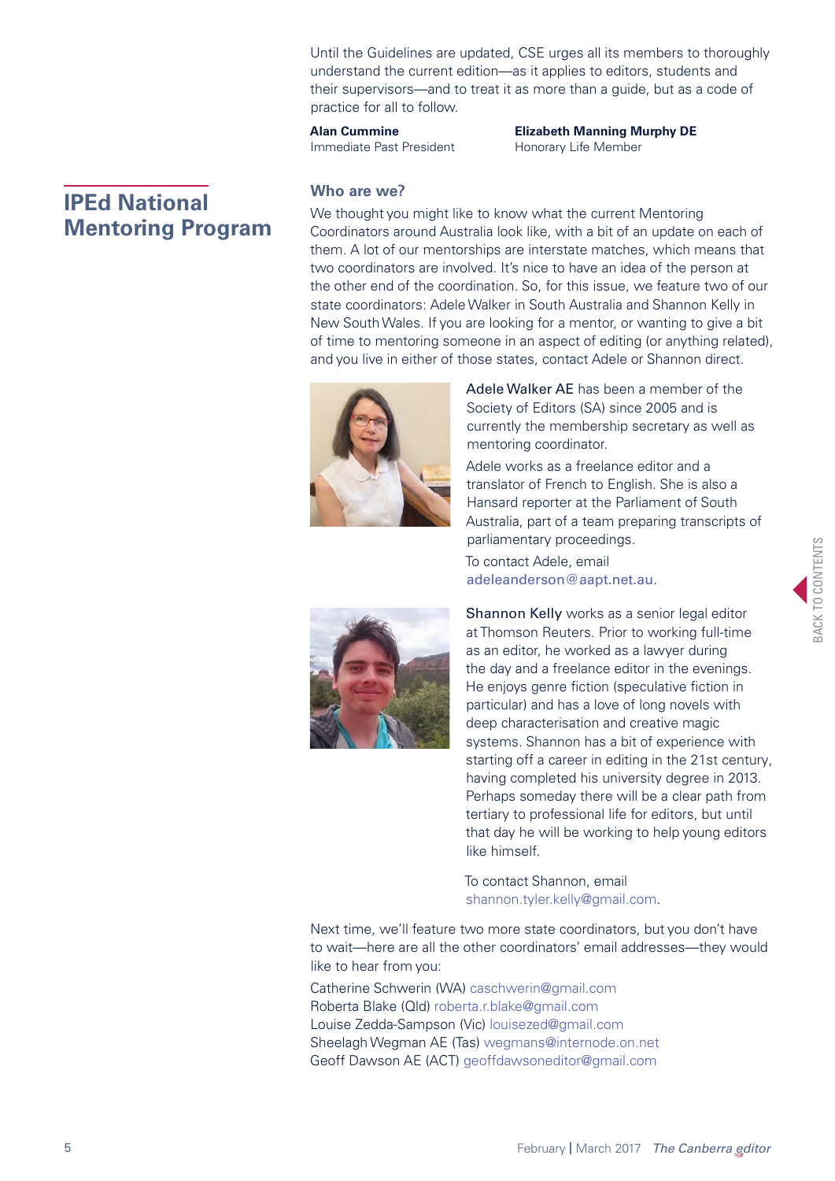Until the Guidelines are updated, CSE urges all its members to thoroughly understand the current edition—as it applies to editors, students and their supervisors—and to treat it as more than a guide, but as a code of practice for all to follow.

**Alan Cummine**
Immediate Past President

**Elizabeth Manning Murphy DE**
Honorary Life Member

## IPEd National Mentoring Program

### Who are we?

We thought you might like to know what the current Mentoring Coordinators around Australia look like, with a bit of an update on each of them. A lot of our mentorships are interstate matches, which means that two coordinators are involved. It's nice to have an idea of the person at the other end of the coordination. So, for this issue, we feature two of our state coordinators: Adele Walker in South Australia and Shannon Kelly in New South Wales. If you are looking for a mentor, or wanting to give a bit of time to mentoring someone in an aspect of editing (or anything related), and you live in either of those states, contact Adele or Shannon direct.

Adele Walker AE has been a member of the Society of Editors (SA) since 2005 and is currently the membership secretary as well as mentoring coordinator.

Adele works as a freelance editor and a translator of French to English. She is also a Hansard reporter at the Parliament of South Australia, part of a team preparing transcripts of parliamentary proceedings.

To contact Adele, email adeleanderson@aapt.net.au.

Shannon Kelly works as a senior legal editor at Thomson Reuters. Prior to working full-time as an editor, he worked as a lawyer during the day and a freelance editor in the evenings. He enjoys genre fiction (speculative fiction in particular) and has a love of long novels with deep characterisation and creative magic systems. Shannon has a bit of experience with starting off a career in editing in the 21st century, having completed his university degree in 2013. Perhaps someday there will be a clear path from tertiary to professional life for editors, but until that day he will be working to help young editors like himself.

To contact Shannon, email shannon.tyler.kelly@gmail.com.

Next time, we'll feature two more state coordinators, but you don't have to wait—here are all the other coordinators' email addresses—they would like to hear from you:

Catherine Schwerin (WA) caschwerin@gmail.com
Roberta Blake (Qld) roberta.r.blake@gmail.com
Louise Zedda-Sampson (Vic) louisezed@gmail.com
Sheelagh Wegman AE (Tas) wegmans@internode.on.net
Geoff Dawson AE (ACT) geoffdawsoneditor@gmail.com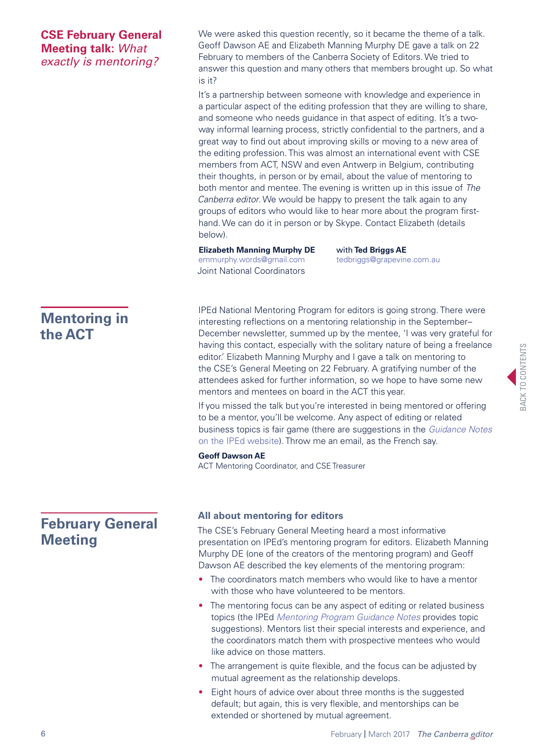## CSE February General Meeting talk: *What exactly is mentoring?*

We were asked this question recently, so it became the theme of a talk. Geoff Dawson AE and Elizabeth Manning Murphy DE gave a talk on 22 February to members of the Canberra Society of Editors. We tried to answer this question and many others that members brought up. So what is it?

It's a partnership between someone with knowledge and experience in a particular aspect of the editing profession that they are willing to share, and someone who needs guidance in that aspect of editing. It's a two-way informal learning process, strictly confidential to the partners, and a great way to find out about improving skills or moving to a new area of the editing profession. This was almost an international event with CSE members from ACT, NSW and even Antwerp in Belgium, contributing their thoughts, in person or by email, about the value of mentoring to both mentor and mentee. The evening is written up in this issue of *The Canberra editor*. We would be happy to present the talk again to any groups of editors who would like to hear more about the program first-hand. We can do it in person or by Skype. Contact Elizabeth (details below).

**Elizabeth Manning Murphy DE**
emmurphy.words@gmail.com
Joint National Coordinators

with **Ted Briggs AE**
tedbriggs@grapevine.com.au

## Mentoring in the ACT

IPEd National Mentoring Program for editors is going strong. There were interesting reflections on a mentoring relationship in the September–December newsletter, summed up by the mentee, 'I was very grateful for having this contact, especially with the solitary nature of being a freelance editor.' Elizabeth Manning Murphy and I gave a talk on mentoring to the CSE's General Meeting on 22 February. A gratifying number of the attendees asked for further information, so we hope to have some new mentors and mentees on board in the ACT this year.

If you missed the talk but you're interested in being mentored or offering to be a mentor, you'll be welcome. Any aspect of editing or related business topics is fair game (there are suggestions in the *Guidance Notes on the IPEd website*). Throw me an email, as the French say.

**Geoff Dawson AE**
ACT Mentoring Coordinator, and CSE Treasurer

## February General Meeting

### All about mentoring for editors

The CSE's February General Meeting heard a most informative presentation on IPEd's mentoring program for editors. Elizabeth Manning Murphy DE (one of the creators of the mentoring program) and Geoff Dawson AE described the key elements of the mentoring program:

- The coordinators match members who would like to have a mentor with those who have volunteered to be mentors.
- The mentoring focus can be any aspect of editing or related business topics (the IPEd *Mentoring Program Guidance Notes* provides topic suggestions). Mentors list their special interests and experience, and the coordinators match them with prospective mentees who would like advice on those matters.
- The arrangement is quite flexible, and the focus can be adjusted by mutual agreement as the relationship develops.
- Eight hours of advice over about three months is the suggested default; but again, this is very flexible, and mentorships can be extended or shortened by mutual agreement.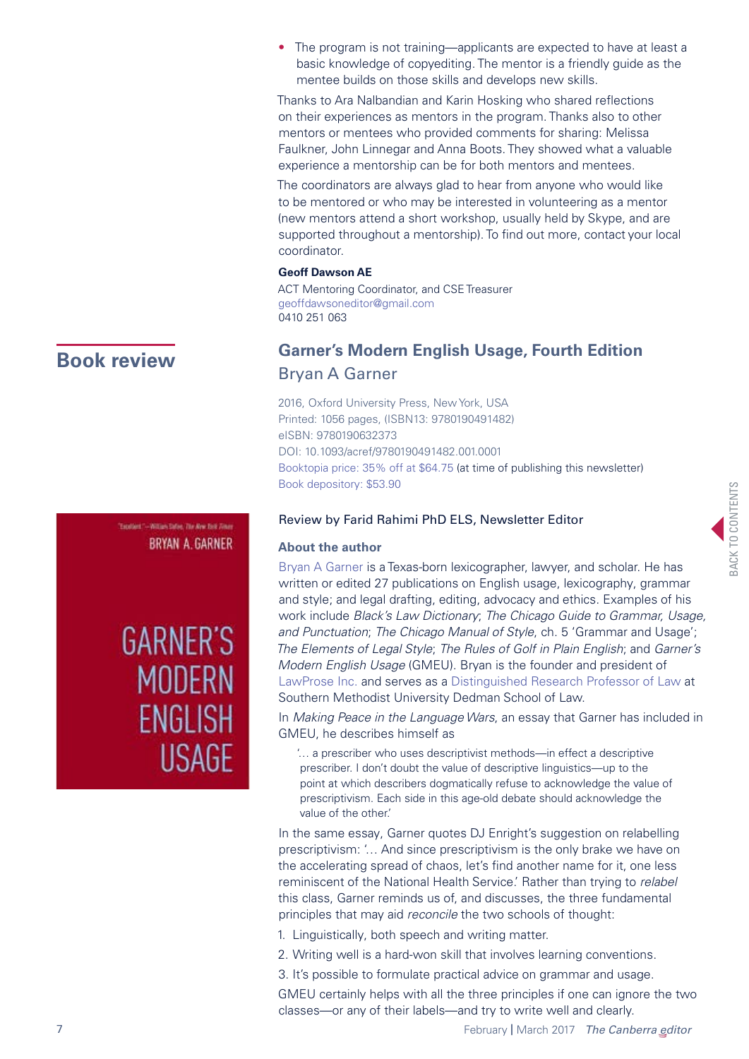- The program is not training—applicants are expected to have at least a basic knowledge of copyediting. The mentor is a friendly guide as the mentee builds on those skills and develops new skills.

Thanks to Ara Nalbandian and Karin Hosking who shared reflections on their experiences as mentors in the program. Thanks also to other mentors or mentees who provided comments for sharing: Melissa Faulkner, John Linnegar and Anna Boots. They showed what a valuable experience a mentorship can be for both mentors and mentees.

The coordinators are always glad to hear from anyone who would like to be mentored or who may be interested in volunteering as a mentor (new mentors attend a short workshop, usually held by Skype, and are supported throughout a mentorship). To find out more, contact your local coordinator.

**Geoff Dawson AE**
ACT Mentoring Coordinator, and CSE Treasurer
geoffdawsoneditor@gmail.com
0410 251 063

## Book review

### Garner's Modern English Usage, Fourth Edition

Bryan A Garner

2016, Oxford University Press, New York, USA
Printed: 1056 pages, (ISBN13: 9780190491482)
eISBN: 9780190632373
DOI: 10.1093/acref/9780190491482.001.0001
Booktopia price: 35% off at $64.75 (at time of publishing this newsletter)
Book depository: $53.90

Review by Farid Rahimi PhD ELS, Newsletter Editor

**About the author**

Bryan A Garner is a Texas-born lexicographer, lawyer, and scholar. He has written or edited 27 publications on English usage, lexicography, grammar and style; and legal drafting, editing, advocacy and ethics. Examples of his work include *Black's Law Dictionary*; *The Chicago Guide to Grammar, Usage, and Punctuation*; *The Chicago Manual of Style*, ch. 5 'Grammar and Usage'; *The Elements of Legal Style*; *The Rules of Golf in Plain English*; and *Garner's Modern English Usage* (GMEU). Bryan is the founder and president of LawProse Inc. and serves as a Distinguished Research Professor of Law at Southern Methodist University Dedman School of Law.

In *Making Peace in the Language Wars*, an essay that Garner has included in GMEU, he describes himself as

> '… a prescriber who uses descriptivist methods—in effect a descriptive prescriber. I don't doubt the value of descriptive linguistics—up to the point at which describers dogmatically refuse to acknowledge the value of prescriptivism. Each side in this age-old debate should acknowledge the value of the other.'

In the same essay, Garner quotes DJ Enright's suggestion on relabelling prescriptivism: '… And since prescriptivism is the only brake we have on the accelerating spread of chaos, let's find another name for it, one less reminiscent of the National Health Service.' Rather than trying to *relabel* this class, Garner reminds us of, and discusses, the three fundamental principles that may aid *reconcile* the two schools of thought:

1. Linguistically, both speech and writing matter.
2. Writing well is a hard-won skill that involves learning conventions.
3. It's possible to formulate practical advice on grammar and usage.

GMEU certainly helps with all the three principles if one can ignore the two classes—or any of their labels—and try to write well and clearly.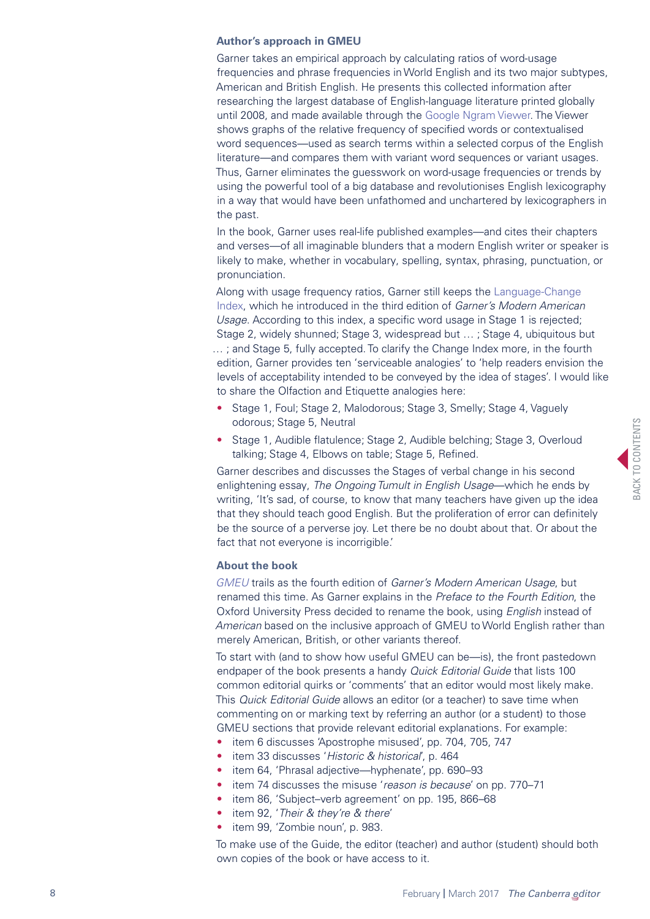### Author's approach in GMEU

Garner takes an empirical approach by calculating ratios of word-usage frequencies and phrase frequencies in World English and its two major subtypes, American and British English. He presents this collected information after researching the largest database of English-language literature printed globally until 2008, and made available through the Google Ngram Viewer. The Viewer shows graphs of the relative frequency of specified words or contextualised word sequences—used as search terms within a selected corpus of the English literature—and compares them with variant word sequences or variant usages. Thus, Garner eliminates the guesswork on word-usage frequencies or trends by using the powerful tool of a big database and revolutionises English lexicography in a way that would have been unfathomed and unchartered by lexicographers in the past.

In the book, Garner uses real-life published examples—and cites their chapters and verses—of all imaginable blunders that a modern English writer or speaker is likely to make, whether in vocabulary, spelling, syntax, phrasing, punctuation, or pronunciation.

Along with usage frequency ratios, Garner still keeps the Language-Change Index, which he introduced in the third edition of *Garner's Modern American Usage*. According to this index, a specific word usage in Stage 1 is rejected; Stage 2, widely shunned; Stage 3, widespread but … ; Stage 4, ubiquitous but … ; and Stage 5, fully accepted. To clarify the Change Index more, in the fourth edition, Garner provides ten 'serviceable analogies' to 'help readers envision the levels of acceptability intended to be conveyed by the idea of stages'. I would like to share the Olfaction and Etiquette analogies here:

- Stage 1, Foul; Stage 2, Malodorous; Stage 3, Smelly; Stage 4, Vaguely odorous; Stage 5, Neutral
- Stage 1, Audible flatulence; Stage 2, Audible belching; Stage 3, Overloud talking; Stage 4, Elbows on table; Stage 5, Refined.

Garner describes and discusses the Stages of verbal change in his second enlightening essay, *The Ongoing Tumult in English Usage*—which he ends by writing, 'It's sad, of course, to know that many teachers have given up the idea that they should teach good English. But the proliferation of error can definitely be the source of a perverse joy. Let there be no doubt about that. Or about the fact that not everyone is incorrigible.'

### About the book

*GMEU* trails as the fourth edition of *Garner's Modern American Usage*, but renamed this time. As Garner explains in the *Preface to the Fourth Edition*, the Oxford University Press decided to rename the book, using *English* instead of *American* based on the inclusive approach of GMEU to World English rather than merely American, British, or other variants thereof.

To start with (and to show how useful GMEU can be—is), the front pastedown endpaper of the book presents a handy *Quick Editorial Guide* that lists 100 common editorial quirks or 'comments' that an editor would most likely make. This *Quick Editorial Guide* allows an editor (or a teacher) to save time when commenting on or marking text by referring an author (or a student) to those GMEU sections that provide relevant editorial explanations. For example:

- item 6 discusses 'Apostrophe misused', pp. 704, 705, 747
- item 33 discusses '*Historic & historical*', p. 464
- item 64, 'Phrasal adjective—hyphenate', pp. 690–93
- item 74 discusses the misuse '*reason is because*' on pp. 770–71
- item 86, 'Subject–verb agreement' on pp. 195, 866–68
- item 92, '*Their & they're & there*'
- item 99, 'Zombie noun', p. 983.

To make use of the Guide, the editor (teacher) and author (student) should both own copies of the book or have access to it.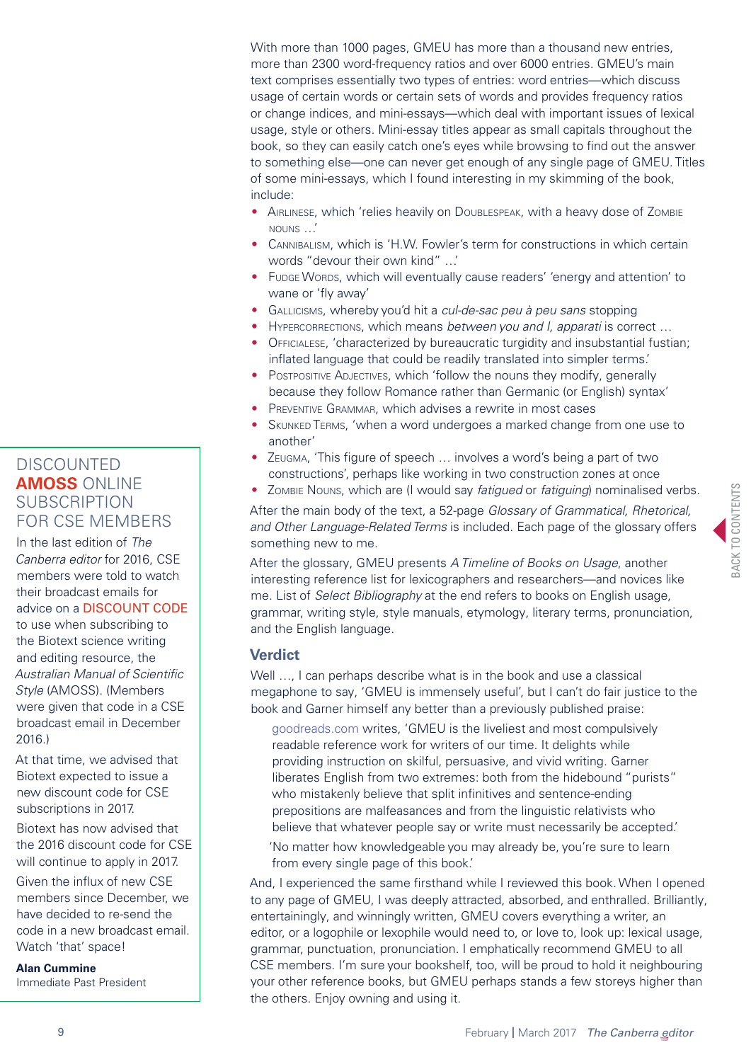With more than 1000 pages, GMEU has more than a thousand new entries, more than 2300 word-frequency ratios and over 6000 entries. GMEU's main text comprises essentially two types of entries: word entries—which discuss usage of certain words or certain sets of words and provides frequency ratios or change indices, and mini-essays—which deal with important issues of lexical usage, style or others. Mini-essay titles appear as small capitals throughout the book, so they can easily catch one's eyes while browsing to find out the answer to something else—one can never get enough of any single page of GMEU. Titles of some mini-essays, which I found interesting in my skimming of the book, include:

- AIRLINESE, which 'relies heavily on DOUBLESPEAK, with a heavy dose of ZOMBIE NOUNS …'
- CANNIBALISM, which is 'H.W. Fowler's term for constructions in which certain words "devour their own kind" …'
- FUDGE WORDS, which will eventually cause readers' 'energy and attention' to wane or 'fly away'
- GALLICISMS, whereby you'd hit a *cul-de-sac peu à peu sans* stopping
- HYPERCORRECTIONS, which means *between you and I, apparati* is correct …
- OFFICIALESE, 'characterized by bureaucratic turgidity and insubstantial fustian; inflated language that could be readily translated into simpler terms.'
- POSTPOSITIVE ADJECTIVES, which 'follow the nouns they modify, generally because they follow Romance rather than Germanic (or English) syntax'
- PREVENTIVE GRAMMAR, which advises a rewrite in most cases
- SKUNKED TERMS, 'when a word undergoes a marked change from one use to another'
- ZEUGMA, 'This figure of speech … involves a word's being a part of two constructions', perhaps like working in two construction zones at once
- ZOMBIE NOUNS, which are (I would say *fatigued* or *fatiguing*) nominalised verbs.

After the main body of the text, a 52-page *Glossary of Grammatical, Rhetorical, and Other Language-Related Terms* is included. Each page of the glossary offers something new to me.

After the glossary, GMEU presents *A Timeline of Books on Usage*, another interesting reference list for lexicographers and researchers—and novices like me. List of *Select Bibliography* at the end refers to books on English usage, grammar, writing style, style manuals, etymology, literary terms, pronunciation, and the English language.

## Verdict

Well …, I can perhaps describe what is in the book and use a classical megaphone to say, 'GMEU is immensely useful', but I can't do fair justice to the book and Garner himself any better than a previously published praise:

> goodreads.com writes, 'GMEU is the liveliest and most compulsively readable reference work for writers of our time. It delights while providing instruction on skilful, persuasive, and vivid writing. Garner liberates English from two extremes: both from the hidebound "purists" who mistakenly believe that split infinitives and sentence-ending prepositions are malfeasances and from the linguistic relativists who believe that whatever people say or write must necessarily be accepted.'
>
> 'No matter how knowledgeable you may already be, you're sure to learn from every single page of this book.'

And, I experienced the same firsthand while I reviewed this book. When I opened to any page of GMEU, I was deeply attracted, absorbed, and enthralled. Brilliantly, entertainingly, and winningly written, GMEU covers everything a writer, an editor, or a logophile or lexophile would need to, or love to, look up: lexical usage, grammar, punctuation, pronunciation. I emphatically recommend GMEU to all CSE members. I'm sure your bookshelf, too, will be proud to hold it neighbouring your other reference books, but GMEU perhaps stands a few storeys higher than the others. Enjoy owning and using it.

## DISCOUNTED AMOSS ONLINE SUBSCRIPTION FOR CSE MEMBERS

In the last edition of *The Canberra editor* for 2016, CSE members were told to watch their broadcast emails for advice on a DISCOUNT CODE to use when subscribing to the Biotext science writing and editing resource, the *Australian Manual of Scientific Style* (AMOSS). (Members were given that code in a CSE broadcast email in December 2016.)

At that time, we advised that Biotext expected to issue a new discount code for CSE subscriptions in 2017.

Biotext has now advised that the 2016 discount code for CSE will continue to apply in 2017.

Given the influx of new CSE members since December, we have decided to re-send the code in a new broadcast email. Watch 'that' space!

**Alan Cummine**
Immediate Past President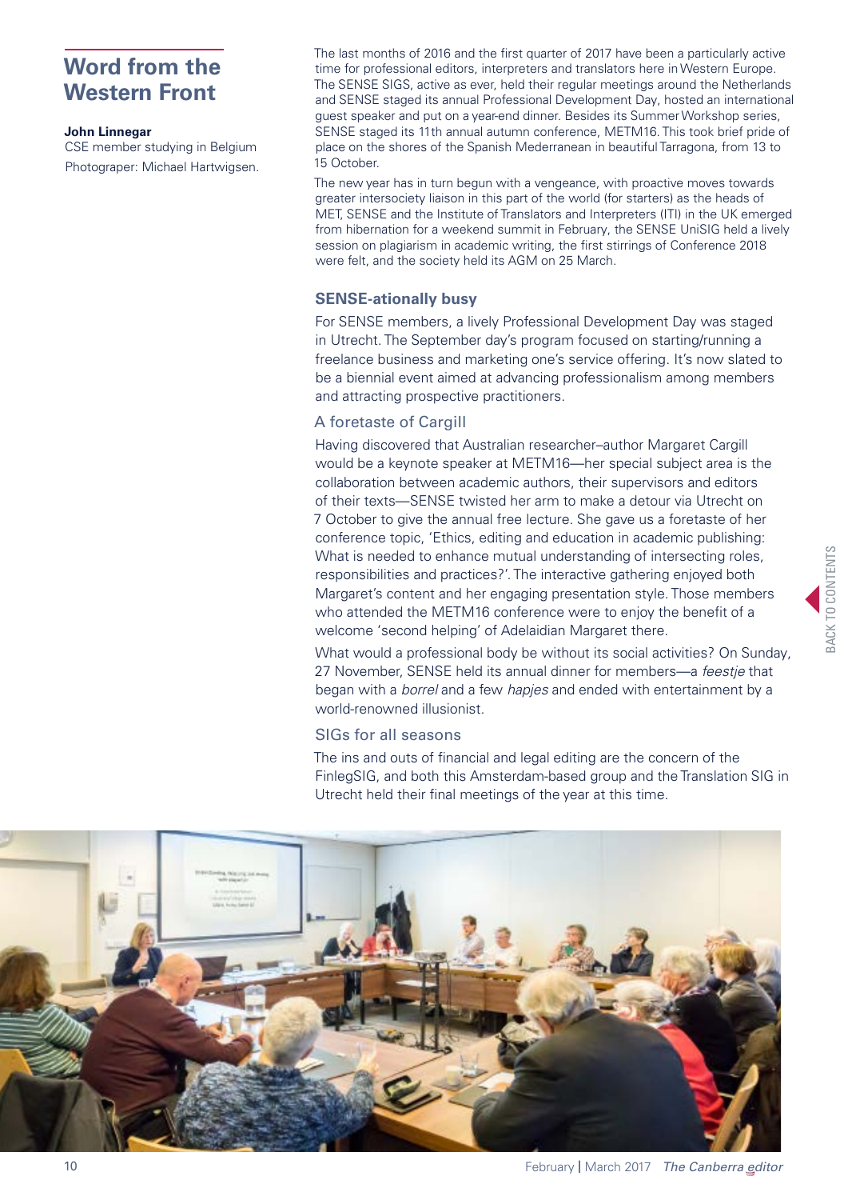# Word from the Western Front

**John Linnegar**
CSE member studying in Belgium
Photograper: Michael Hartwigsen.

The last months of 2016 and the first quarter of 2017 have been a particularly active time for professional editors, interpreters and translators here in Western Europe. The SENSE SIGS, active as ever, held their regular meetings around the Netherlands and SENSE staged its annual Professional Development Day, hosted an international guest speaker and put on a year-end dinner. Besides its Summer Workshop series, SENSE staged its 11th annual autumn conference, METM16. This took brief pride of place on the shores of the Spanish Mederranean in beautiful Tarragona, from 13 to 15 October.

The new year has in turn begun with a vengeance, with proactive moves towards greater intersociety liaison in this part of the world (for starters) as the heads of MET, SENSE and the Institute of Translators and Interpreters (ITI) in the UK emerged from hibernation for a weekend summit in February, the SENSE UniSIG held a lively session on plagiarism in academic writing, the first stirrings of Conference 2018 were felt, and the society held its AGM on 25 March.

## SENSE-ationally busy

For SENSE members, a lively Professional Development Day was staged in Utrecht. The September day's program focused on starting/running a freelance business and marketing one's service offering. It's now slated to be a biennial event aimed at advancing professionalism among members and attracting prospective practitioners.

### A foretaste of Cargill

Having discovered that Australian researcher–author Margaret Cargill would be a keynote speaker at METM16—her special subject area is the collaboration between academic authors, their supervisors and editors of their texts—SENSE twisted her arm to make a detour via Utrecht on 7 October to give the annual free lecture. She gave us a foretaste of her conference topic, 'Ethics, editing and education in academic publishing: What is needed to enhance mutual understanding of intersecting roles, responsibilities and practices?'. The interactive gathering enjoyed both Margaret's content and her engaging presentation style. Those members who attended the METM16 conference were to enjoy the benefit of a welcome 'second helping' of Adelaidian Margaret there.

What would a professional body be without its social activities? On Sunday, 27 November, SENSE held its annual dinner for members—a *feestje* that began with a *borrel* and a few *hapjes* and ended with entertainment by a world-renowned illusionist.

### SIGs for all seasons

The ins and outs of financial and legal editing are the concern of the FinlegSIG, and both this Amsterdam-based group and the Translation SIG in Utrecht held their final meetings of the year at this time.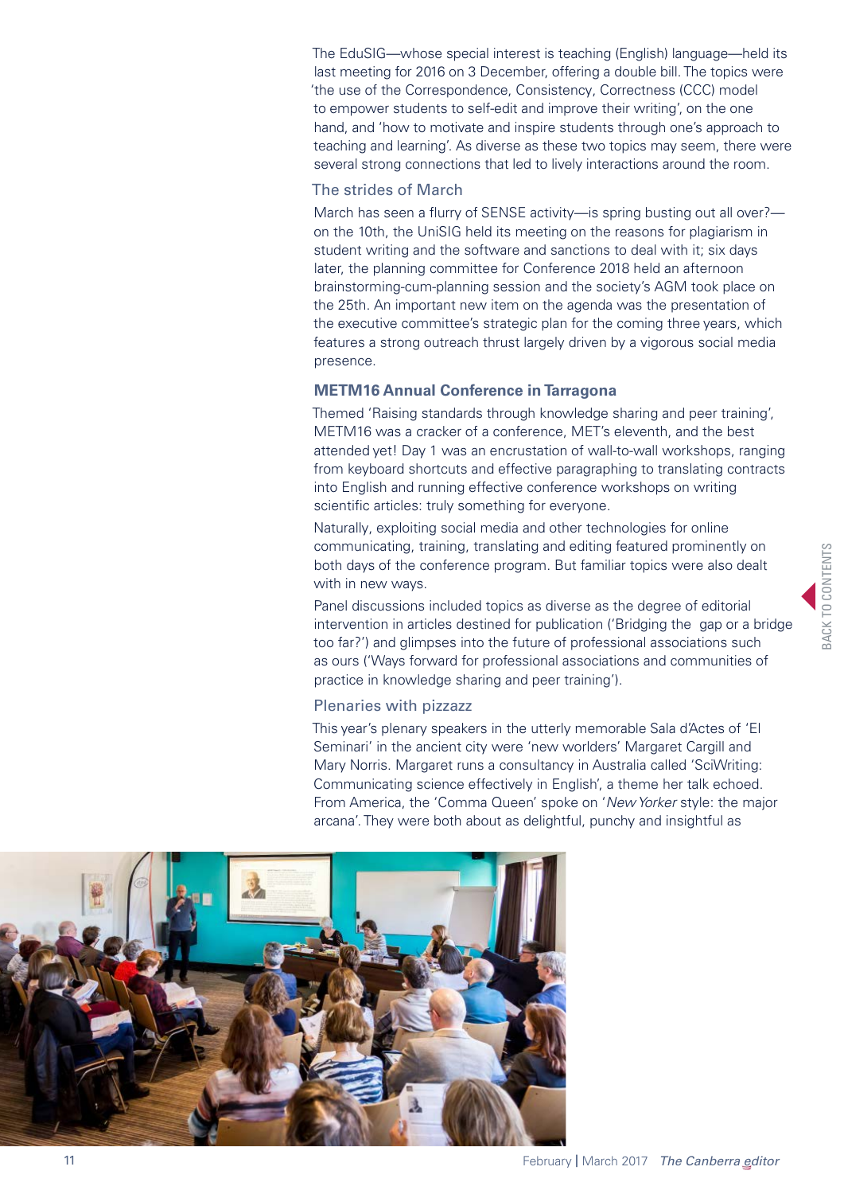The EduSIG—whose special interest is teaching (English) language—held its last meeting for 2016 on 3 December, offering a double bill. The topics were 'the use of the Correspondence, Consistency, Correctness (CCC) model to empower students to self-edit and improve their writing', on the one hand, and 'how to motivate and inspire students through one's approach to teaching and learning'. As diverse as these two topics may seem, there were several strong connections that led to lively interactions around the room.

### The strides of March

March has seen a flurry of SENSE activity—is spring busting out all over?—on the 10th, the UniSIG held its meeting on the reasons for plagiarism in student writing and the software and sanctions to deal with it; six days later, the planning committee for Conference 2018 held an afternoon brainstorming-cum-planning session and the society's AGM took place on the 25th. An important new item on the agenda was the presentation of the executive committee's strategic plan for the coming three years, which features a strong outreach thrust largely driven by a vigorous social media presence.

### METM16 Annual Conference in Tarragona

Themed 'Raising standards through knowledge sharing and peer training', METM16 was a cracker of a conference, MET's eleventh, and the best attended yet! Day 1 was an encrustation of wall-to-wall workshops, ranging from keyboard shortcuts and effective paragraphing to translating contracts into English and running effective conference workshops on writing scientific articles: truly something for everyone.

Naturally, exploiting social media and other technologies for online communicating, training, translating and editing featured prominently on both days of the conference program. But familiar topics were also dealt with in new ways.

Panel discussions included topics as diverse as the degree of editorial intervention in articles destined for publication ('Bridging the gap or a bridge too far?') and glimpses into the future of professional associations such as ours ('Ways forward for professional associations and communities of practice in knowledge sharing and peer training').

### Plenaries with pizzazz

This year's plenary speakers in the utterly memorable Sala d'Actes of 'El Seminari' in the ancient city were 'new worlders' Margaret Cargill and Mary Norris. Margaret runs a consultancy in Australia called 'SciWriting: Communicating science effectively in English', a theme her talk echoed. From America, the 'Comma Queen' spoke on '*New Yorker* style: the major arcana'. They were both about as delightful, punchy and insightful as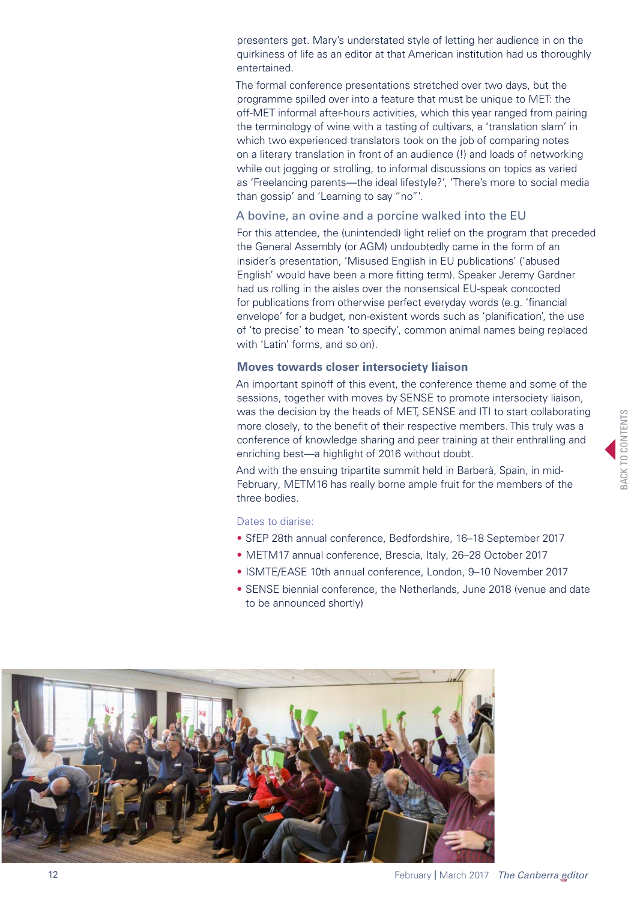presenters get. Mary's understated style of letting her audience in on the quirkiness of life as an editor at that American institution had us thoroughly entertained.

The formal conference presentations stretched over two days, but the programme spilled over into a feature that must be unique to MET: the off-MET informal after-hours activities, which this year ranged from pairing the terminology of wine with a tasting of cultivars, a 'translation slam' in which two experienced translators took on the job of comparing notes on a literary translation in front of an audience (!) and loads of networking while out jogging or strolling, to informal discussions on topics as varied as 'Freelancing parents—the ideal lifestyle?', 'There's more to social media than gossip' and 'Learning to say "no"'.

### A bovine, an ovine and a porcine walked into the EU

For this attendee, the (unintended) light relief on the program that preceded the General Assembly (or AGM) undoubtedly came in the form of an insider's presentation, 'Misused English in EU publications' ('abused English' would have been a more fitting term). Speaker Jeremy Gardner had us rolling in the aisles over the nonsensical EU-speak concocted for publications from otherwise perfect everyday words (e.g. 'financial envelope' for a budget, non-existent words such as 'planification', the use of 'to precise' to mean 'to specify', common animal names being replaced with 'Latin' forms, and so on).

### Moves towards closer intersociety liaison

An important spinoff of this event, the conference theme and some of the sessions, together with moves by SENSE to promote intersociety liaison, was the decision by the heads of MET, SENSE and ITI to start collaborating more closely, to the benefit of their respective members. This truly was a conference of knowledge sharing and peer training at their enthralling and enriching best—a highlight of 2016 without doubt.

And with the ensuing tripartite summit held in Barberà, Spain, in mid-February, METM16 has really borne ample fruit for the members of the three bodies.

Dates to diarise:

- SfEP 28th annual conference, Bedfordshire, 16–18 September 2017
- METM17 annual conference, Brescia, Italy, 26–28 October 2017
- ISMTE/EASE 10th annual conference, London, 9–10 November 2017
- SENSE biennial conference, the Netherlands, June 2018 (venue and date to be announced shortly)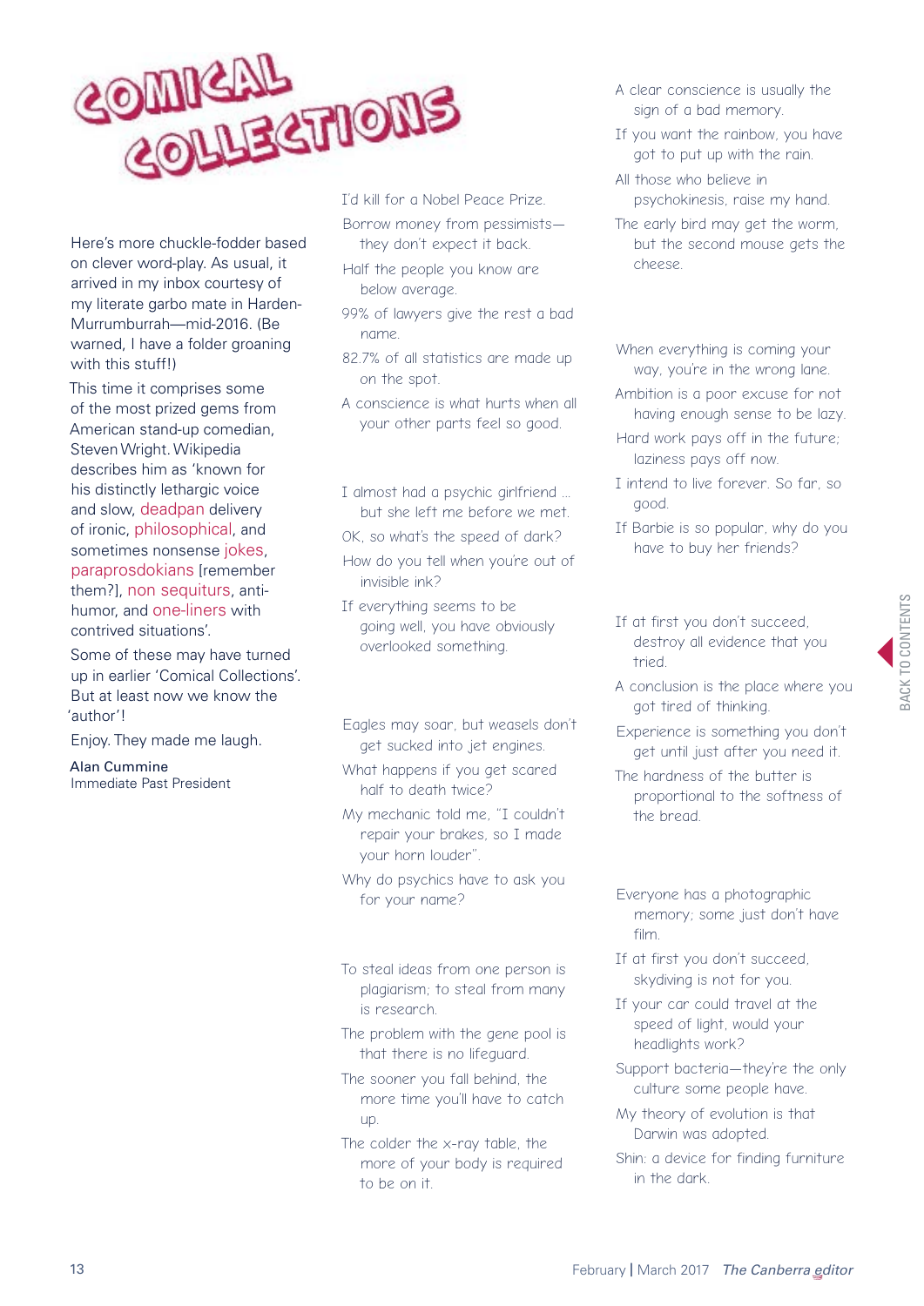# Comical Collections

Here's more chuckle-fodder based on clever word-play. As usual, it arrived in my inbox courtesy of my literate garbo mate in Harden-Murrumburrah—mid-2016. (Be warned, I have a folder groaning with this stuff!)

This time it comprises some of the most prized gems from American stand-up comedian, Steven Wright. Wikipedia describes him as 'known for his distinctly lethargic voice and slow, deadpan delivery of ironic, philosophical, and sometimes nonsense jokes, paraprosdokians [remember them?], non sequiturs, anti-humor, and one-liners with contrived situations'.

Some of these may have turned up in earlier 'Comical Collections'. But at least now we know the 'author'!

Enjoy. They made me laugh.

Alan Cummine
Immediate Past President

I'd kill for a Nobel Peace Prize.

Borrow money from pessimists—they don't expect it back.

Half the people you know are below average.

99% of lawyers give the rest a bad name.

82.7% of all statistics are made up on the spot.

A conscience is what hurts when all your other parts feel so good.

I almost had a psychic girlfriend ... but she left me before we met.

OK, so what's the speed of dark?

How do you tell when you're out of invisible ink?

If everything seems to be going well, you have obviously overlooked something.

Eagles may soar, but weasels don't get sucked into jet engines.

What happens if you get scared half to death twice?

My mechanic told me, "I couldn't repair your brakes, so I made your horn louder".

Why do psychics have to ask you for your name?

To steal ideas from one person is plagiarism; to steal from many is research.

The problem with the gene pool is that there is no lifeguard.

The sooner you fall behind, the more time you'll have to catch up.

The colder the x-ray table, the more of your body is required to be on it.

A clear conscience is usually the sign of a bad memory.

If you want the rainbow, you have got to put up with the rain.

All those who believe in psychokinesis, raise my hand.

The early bird may get the worm, but the second mouse gets the cheese.

When everything is coming your way, you're in the wrong lane.

Ambition is a poor excuse for not having enough sense to be lazy.

Hard work pays off in the future; laziness pays off now.

I intend to live forever. So far, so good.

If Barbie is so popular, why do you have to buy her friends?

If at first you don't succeed, destroy all evidence that you tried.

A conclusion is the place where you got tired of thinking.

Experience is something you don't get until just after you need it.

The hardness of the butter is proportional to the softness of the bread.

Everyone has a photographic memory; some just don't have film.

If at first you don't succeed, skydiving is not for you.

If your car could travel at the speed of light, would your headlights work?

Support bacteria—they're the only culture some people have.

My theory of evolution is that Darwin was adopted.

Shin: a device for finding furniture in the dark.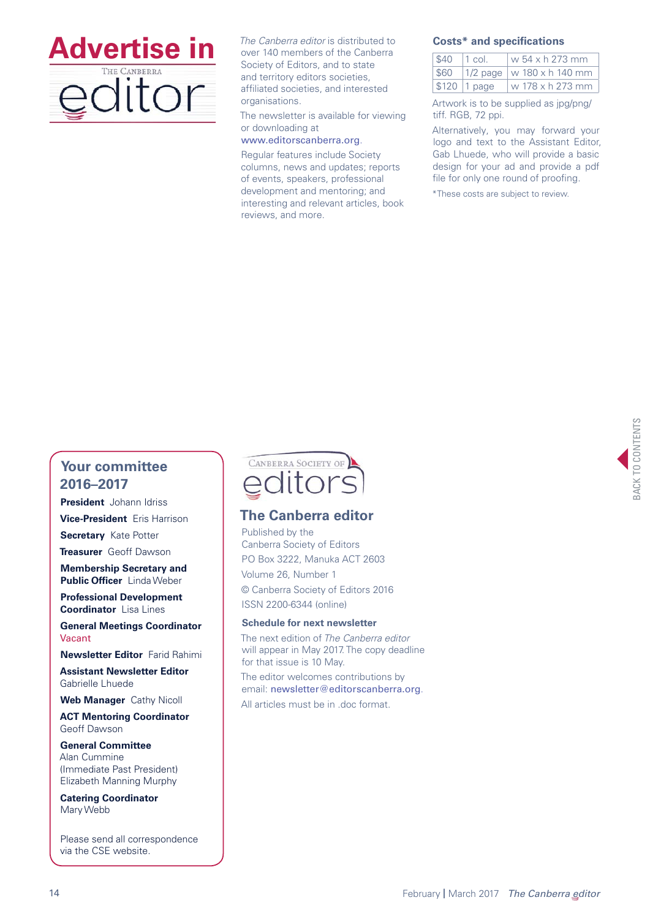# Advertise in The Canberra editor

*The Canberra editor* is distributed to over 140 members of the Canberra Society of Editors, and to state and territory editors societies, affiliated societies, and interested organisations.

The newsletter is available for viewing or downloading at www.editorscanberra.org.

Regular features include Society columns, news and updates; reports of events, speakers, professional development and mentoring; and interesting and relevant articles, book reviews, and more.

### Costs* and specifications

| | | |
|---|---|---|
| $40 | 1 col. | w 54 x h 273 mm |
| $60 | 1/2 page | w 180 x h 140 mm |
| $120 | 1 page | w 178 x h 273 mm |

Artwork is to be supplied as jpg/png/tiff. RGB, 72 ppi.

Alternatively, you may forward your logo and text to the Assistant Editor, Gab Lhuede, who will provide a basic design for your ad and provide a pdf file for only one round of proofing.

*These costs are subject to review.

## Your committee 2016–2017

**President** Johann Idriss

**Vice-President** Eris Harrison

**Secretary** Kate Potter

**Treasurer** Geoff Dawson

**Membership Secretary and Public Officer** Linda Weber

**Professional Development Coordinator** Lisa Lines

**General Meetings Coordinator** Vacant

**Newsletter Editor** Farid Rahimi

**Assistant Newsletter Editor** Gabrielle Lhuede

**Web Manager** Cathy Nicoll

**ACT Mentoring Coordinator** Geoff Dawson

**General Committee**
Alan Cummine
(Immediate Past President)
Elizabeth Manning Murphy

**Catering Coordinator**
Mary Webb

Please send all correspondence via the CSE website.

## The Canberra editor

Published by the Canberra Society of Editors
PO Box 3222, Manuka ACT 2603
Volume 26, Number 1
© Canberra Society of Editors 2016
ISSN 2200-6344 (online)

### Schedule for next newsletter

The next edition of *The Canberra editor* will appear in May 2017. The copy deadline for that issue is 10 May.

The editor welcomes contributions by email: newsletter@editorscanberra.org.

All articles must be in .doc format.